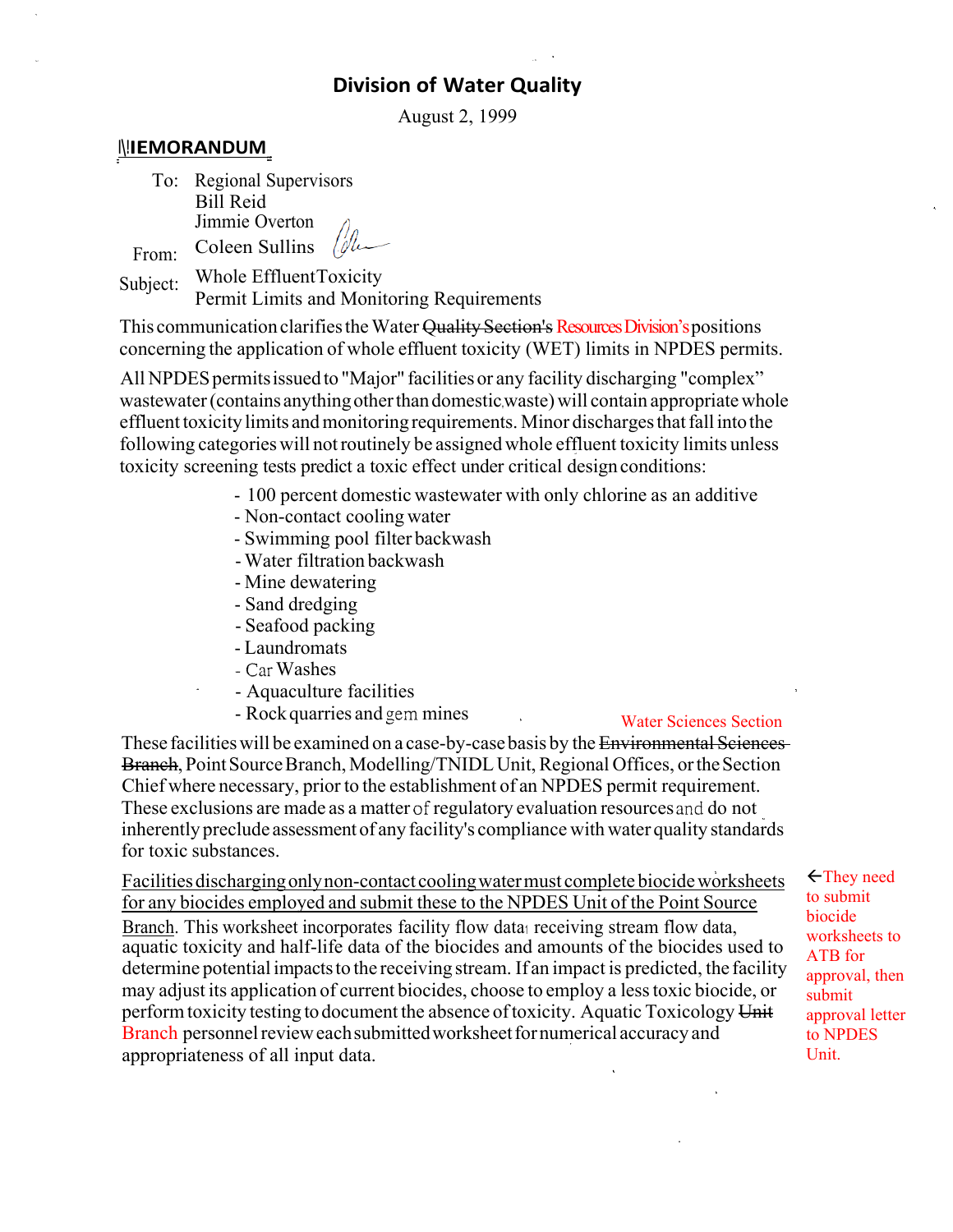# Division of Water Quality

August 2, 1999

## MEMORANDUM

To: Regional Supervisors
Bill Reid
Jimmie Overton

From: Coleen Sullins

Subject: Whole Effluent Toxicity
Permit Limits and Monitoring Requirements

This communication clarifies the Water ~~Quality Section's~~ Resources Division's positions concerning the application of whole effluent toxicity (WET) limits in NPDES permits.

All NPDES permits issued to "Major" facilities or any facility discharging "complex" wastewater (contains anything other than domestic waste) will contain appropriate whole effluent toxicity limits and monitoring requirements. Minor discharges that fall into the following categories will not routinely be assigned whole effluent toxicity limits unless toxicity screening tests predict a toxic effect under critical design conditions:

- 100 percent domestic wastewater with only chlorine as an additive
- Non-contact cooling water
- Swimming pool filter backwash
- Water filtration backwash
- Mine dewatering
- Sand dredging
- Seafood packing
- Laundromats
- Car Washes
- Aquaculture facilities
- Rock quarries and gem mines

These facilities will be examined on a case-by-case basis by the ~~Environmental Sciences Branch~~ Water Sciences Section, Point Source Branch, Modelling/TNIDL Unit, Regional Offices, or the Section Chief where necessary, prior to the establishment of an NPDES permit requirement. These exclusions are made as a matter of regulatory evaluation resources and do not inherently preclude assessment of any facility's compliance with water quality standards for toxic substances.

Facilities discharging only non-contact cooling water must complete biocide worksheets for any biocides employed and submit these to the NPDES Unit of the Point Source Branch. This worksheet incorporates facility flow data, receiving stream flow data, aquatic toxicity and half-life data of the biocides and amounts of the biocides used to determine potential impacts to the receiving stream. If an impact is predicted, the facility may adjust its application of current biocides, choose to employ a less toxic biocide, or perform toxicity testing to document the absence of toxicity. Aquatic Toxicology ~~Unit~~ Branch personnel review each submitted worksheet for numerical accuracy and appropriateness of all input data.

←They need to submit biocide worksheets to ATB for approval, then submit approval letter to NPDES Unit.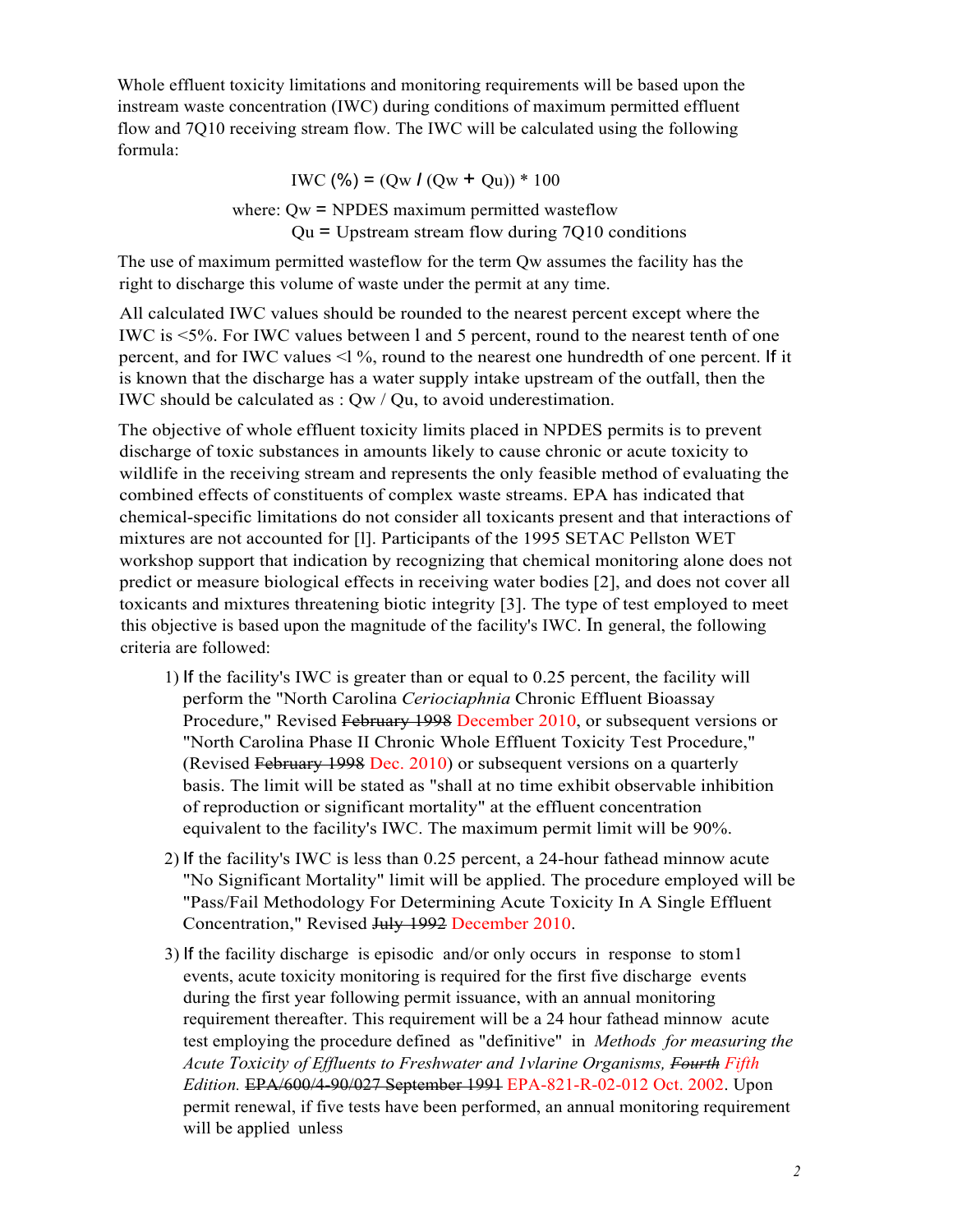Whole effluent toxicity limitations and monitoring requirements will be based upon the instream waste concentration (IWC) during conditions of maximum permitted effluent flow and 7Q10 receiving stream flow. The IWC will be calculated using the following formula:

$$IWC (\%) = (Qw / (Qw + Qu)) * 100$$

where: Qw = NPDES maximum permitted wasteflow
Qu = Upstream stream flow during 7Q10 conditions

The use of maximum permitted wasteflow for the term Qw assumes the facility has the right to discharge this volume of waste under the permit at any time.

All calculated IWC values should be rounded to the nearest percent except where the IWC is <5%. For IWC values between l and 5 percent, round to the nearest tenth of one percent, and for IWC values <l %, round to the nearest one hundredth of one percent. If it is known that the discharge has a water supply intake upstream of the outfall, then the IWC should be calculated as : Qw / Qu, to avoid underestimation.

The objective of whole effluent toxicity limits placed in NPDES permits is to prevent discharge of toxic substances in amounts likely to cause chronic or acute toxicity to wildlife in the receiving stream and represents the only feasible method of evaluating the combined effects of constituents of complex waste streams. EPA has indicated that chemical-specific limitations do not consider all toxicants present and that interactions of mixtures are not accounted for [l]. Participants of the 1995 SETAC Pellston WET workshop support that indication by recognizing that chemical monitoring alone does not predict or measure biological effects in receiving water bodies [2], and does not cover all toxicants and mixtures threatening biotic integrity [3]. The type of test employed to meet this objective is based upon the magnitude of the facility's IWC. In general, the following criteria are followed:

1) If the facility's IWC is greater than or equal to 0.25 percent, the facility will perform the "North Carolina *Ceriociaphnia* Chronic Effluent Bioassay Procedure," Revised ~~February 1998~~ December 2010, or subsequent versions or "North Carolina Phase II Chronic Whole Effluent Toxicity Test Procedure," (Revised ~~February 1998~~ Dec. 2010) or subsequent versions on a quarterly basis. The limit will be stated as "shall at no time exhibit observable inhibition of reproduction or significant mortality" at the effluent concentration equivalent to the facility's IWC. The maximum permit limit will be 90%.

2) If the facility's IWC is less than 0.25 percent, a 24-hour fathead minnow acute "No Significant Mortality" limit will be applied. The procedure employed will be "Pass/Fail Methodology For Determining Acute Toxicity In A Single Effluent Concentration," Revised ~~July 1992~~ December 2010.

3) If the facility discharge is episodic and/or only occurs in response to stom1 events, acute toxicity monitoring is required for the first five discharge events during the first year following permit issuance, with an annual monitoring requirement thereafter. This requirement will be a 24 hour fathead minnow acute test employing the procedure defined as "definitive" in *Methods for measuring the Acute Toxicity of Effluents to Freshwater and 1vlarine Organisms, ~~Fourth~~ Fifth Edition.* ~~EPA/600/4-90/027 September 1991~~ EPA-821-R-02-012 Oct. 2002. Upon permit renewal, if five tests have been performed, an annual monitoring requirement will be applied unless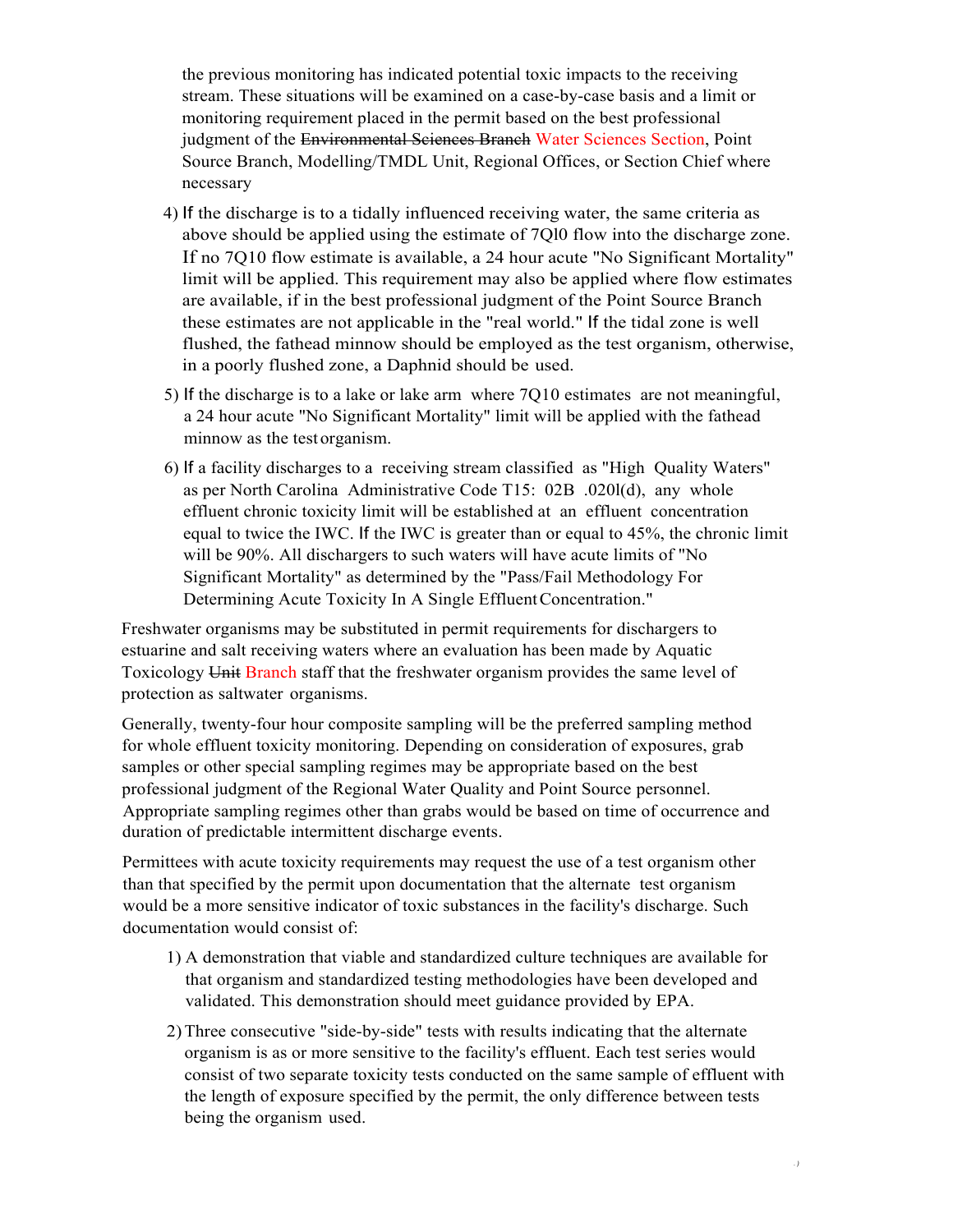the previous monitoring has indicated potential toxic impacts to the receiving stream. These situations will be examined on a case-by-case basis and a limit or monitoring requirement placed in the permit based on the best professional judgment of the ~~Environmental Sciences Branch~~ Water Sciences Section, Point Source Branch, Modelling/TMDL Unit, Regional Offices, or Section Chief where necessary

4) If the discharge is to a tidally influenced receiving water, the same criteria as above should be applied using the estimate of 7Ql0 flow into the discharge zone. If no 7Q10 flow estimate is available, a 24 hour acute "No Significant Mortality" limit will be applied. This requirement may also be applied where flow estimates are available, if in the best professional judgment of the Point Source Branch these estimates are not applicable in the "real world." If the tidal zone is well flushed, the fathead minnow should be employed as the test organism, otherwise, in a poorly flushed zone, a Daphnid should be used.

5) If the discharge is to a lake or lake arm where 7Q10 estimates are not meaningful, a 24 hour acute "No Significant Mortality" limit will be applied with the fathead minnow as the test organism.

6) If a facility discharges to a receiving stream classified as "High Quality Waters" as per North Carolina Administrative Code T15: 02B .020l(d), any whole effluent chronic toxicity limit will be established at an effluent concentration equal to twice the IWC. If the IWC is greater than or equal to 45%, the chronic limit will be 90%. All dischargers to such waters will have acute limits of "No Significant Mortality" as determined by the "Pass/Fail Methodology For Determining Acute Toxicity In A Single Effluent Concentration."

Freshwater organisms may be substituted in permit requirements for dischargers to estuarine and salt receiving waters where an evaluation has been made by Aquatic Toxicology ~~Unit~~ Branch staff that the freshwater organism provides the same level of protection as saltwater organisms.

Generally, twenty-four hour composite sampling will be the preferred sampling method for whole effluent toxicity monitoring. Depending on consideration of exposures, grab samples or other special sampling regimes may be appropriate based on the best professional judgment of the Regional Water Quality and Point Source personnel. Appropriate sampling regimes other than grabs would be based on time of occurrence and duration of predictable intermittent discharge events.

Permittees with acute toxicity requirements may request the use of a test organism other than that specified by the permit upon documentation that the alternate test organism would be a more sensitive indicator of toxic substances in the facility's discharge. Such documentation would consist of:

1) A demonstration that viable and standardized culture techniques are available for that organism and standardized testing methodologies have been developed and validated. This demonstration should meet guidance provided by EPA.

2) Three consecutive "side-by-side" tests with results indicating that the alternate organism is as or more sensitive to the facility's effluent. Each test series would consist of two separate toxicity tests conducted on the same sample of effluent with the length of exposure specified by the permit, the only difference between tests being the organism used.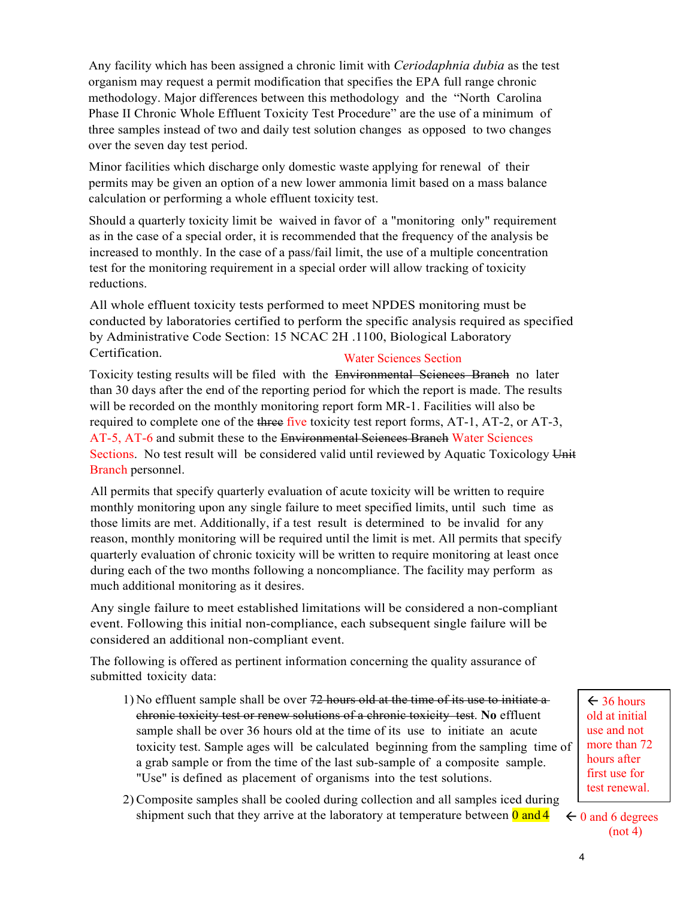Any facility which has been assigned a chronic limit with *Ceriodaphnia dubia* as the test organism may request a permit modification that specifies the EPA full range chronic methodology. Major differences between this methodology and the "North Carolina Phase II Chronic Whole Effluent Toxicity Test Procedure" are the use of a minimum of three samples instead of two and daily test solution changes as opposed to two changes over the seven day test period.

Minor facilities which discharge only domestic waste applying for renewal of their permits may be given an option of a new lower ammonia limit based on a mass balance calculation or performing a whole effluent toxicity test.

Should a quarterly toxicity limit be waived in favor of a "monitoring only" requirement as in the case of a special order, it is recommended that the frequency of the analysis be increased to monthly. In the case of a pass/fail limit, the use of a multiple concentration test for the monitoring requirement in a special order will allow tracking of toxicity reductions.

All whole effluent toxicity tests performed to meet NPDES monitoring must be conducted by laboratories certified to perform the specific analysis required as specified by Administrative Code Section: 15 NCAC 2H .1100, Biological Laboratory Certification.

Toxicity testing results will be filed with the ~~Environmental Sciences Branch~~ Water Sciences Section no later than 30 days after the end of the reporting period for which the report is made. The results will be recorded on the monthly monitoring report form MR-1. Facilities will also be required to complete one of the ~~three~~ five toxicity test report forms, AT-1, AT-2, or AT-3, AT-5, AT-6 and submit these to the ~~Environmental Sciences Branch~~ Water Sciences Sections. No test result will be considered valid until reviewed by Aquatic Toxicology ~~Unit~~ Branch personnel.

All permits that specify quarterly evaluation of acute toxicity will be written to require monthly monitoring upon any single failure to meet specified limits, until such time as those limits are met. Additionally, if a test result is determined to be invalid for any reason, monthly monitoring will be required until the limit is met. All permits that specify quarterly evaluation of chronic toxicity will be written to require monitoring at least once during each of the two months following a noncompliance. The facility may perform as much additional monitoring as it desires.

Any single failure to meet established limitations will be considered a non-compliant event. Following this initial non-compliance, each subsequent single failure will be considered an additional non-compliant event.

The following is offered as pertinent information concerning the quality assurance of submitted toxicity data:

1) No effluent sample shall be over ~~72 hours old at the time of its use to initiate a chronic toxicity test or renew solutions of a chronic toxicity test~~. **No** effluent sample shall be over 36 hours old at the time of its use to initiate an acute toxicity test. Sample ages will be calculated beginning from the sampling time of a grab sample or from the time of the last sub-sample of a composite sample. "Use" is defined as placement of organisms into the test solutions.

   ← 36 hours old at initial use and not more than 72 hours after first use for test renewal.

2) Composite samples shall be cooled during collection and all samples iced during shipment such that they arrive at the laboratory at temperature between 0 and 4

   ← 0 and 6 degrees (not 4)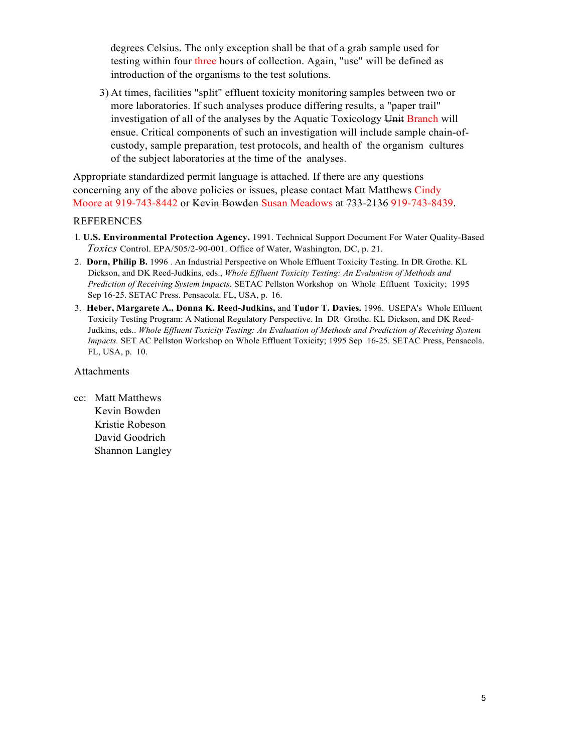degrees Celsius. The only exception shall be that of a grab sample used for testing within ~~four~~ three hours of collection. Again, "use" will be defined as introduction of the organisms to the test solutions.

3) At times, facilities "split" effluent toxicity monitoring samples between two or more laboratories. If such analyses produce differing results, a "paper trail" investigation of all of the analyses by the Aquatic Toxicology ~~Unit~~ Branch will ensue. Critical components of such an investigation will include sample chain-of-custody, sample preparation, test protocols, and health of the organism cultures of the subject laboratories at the time of the analyses.

Appropriate standardized permit language is attached. If there are any questions concerning any of the above policies or issues, please contact ~~Matt Matthews~~ Cindy Moore at 919-743-8442 or ~~Kevin Bowden~~ Susan Meadows at ~~733-2136~~ 919-743-8439.

REFERENCES

1. **U.S. Environmental Protection Agency.** 1991. Technical Support Document For Water Quality-Based Toxics Control. EPA/505/2-90-001. Office of Water, Washington, DC, p. 21.
2. **Dorn, Philip B.** 1996 . An Industrial Perspective on Whole Effluent Toxicity Testing. In DR Grothe. KL Dickson, and DK Reed-Judkins, eds., *Whole Effluent Toxicity Testing: An Evaluation of Methods and Prediction of Receiving System lmpacts.* SETAC Pellston Workshop on Whole Effluent Toxicity; 1995 Sep 16-25. SETAC Press. Pensacola. FL, USA, p. 16.
3. **Heber, Margarete A., Donna K. Reed-Judkins,** and **Tudor T. Davies.** 1996. USEPA's Whole Effluent Toxicity Testing Program: A National Regulatory Perspective. In DR Grothe. KL Dickson, and DK Reed-Judkins, eds.. *Whole Effluent Toxicity Testing: An Evaluation of Methods and Prediction of Receiving System Impacts.* SET AC Pellston Workshop on Whole Effluent Toxicity; 1995 Sep 16-25. SETAC Press, Pensacola. FL, USA, p. 10.

Attachments

cc: Matt Matthews
Kevin Bowden
Kristie Robeson
David Goodrich
Shannon Langley